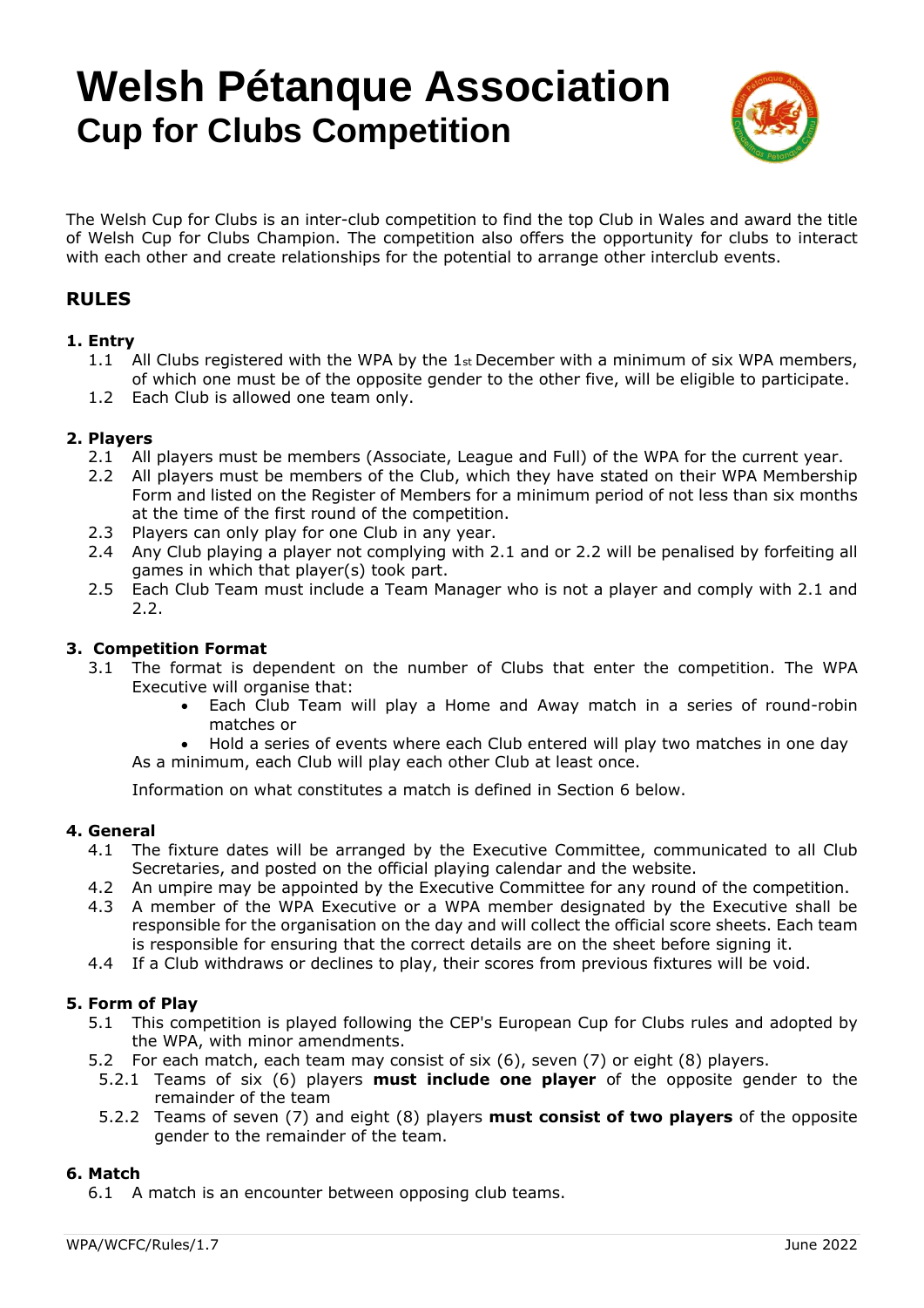# Welsh Pétanque Association

## Cup for Clubs Competition

The Welsh Cup for Clubs is an inter-club competition to find the top Club in Wales and award the title of Welsh Cup for Clubs Champion. The competition also offers the opportunity for clubs to interact with each other and create relationships for the potential to arrange other interclub events.

## RULES

### 1. Entry

1.1 All Clubs registered with the WPA by the 1st December with a minimum of six WPA members, of which one must be of the opposite gender to the other five, will be eligible to participate.

1.2 Each Club is allowed one team only.

### 2. Players

2.1 All players must be members (Associate, League and Full) of the WPA for the current year.

2.2 All players must be members of the Club, which they have stated on their WPA Membership Form and listed on the Register of Members for a minimum period of not less than six months at the time of the first round of the competition.

2.3 Players can only play for one Club in any year.

2.4 Any Club playing a player not complying with 2.1 and or 2.2 will be penalised by forfeiting all games in which that player(s) took part.

2.5 Each Club Team must include a Team Manager who is not a player and comply with 2.1 and 2.2.

### 3. Competition Format

3.1 The format is dependent on the number of Clubs that enter the competition. The WPA Executive will organise that:

- Each Club Team will play a Home and Away match in a series of round-robin matches or
- Hold a series of events where each Club entered will play two matches in one day

As a minimum, each Club will play each other Club at least once.

Information on what constitutes a match is defined in Section 6 below.

### 4. General

4.1 The fixture dates will be arranged by the Executive Committee, communicated to all Club Secretaries, and posted on the official playing calendar and the website.

4.2 An umpire may be appointed by the Executive Committee for any round of the competition.

4.3 A member of the WPA Executive or a WPA member designated by the Executive shall be responsible for the organisation on the day and will collect the official score sheets. Each team is responsible for ensuring that the correct details are on the sheet before signing it.

4.4 If a Club withdraws or declines to play, their scores from previous fixtures will be void.

### 5. Form of Play

5.1 This competition is played following the CEP's European Cup for Clubs rules and adopted by the WPA, with minor amendments.

5.2 For each match, each team may consist of six (6), seven (7) or eight (8) players.

5.2.1 Teams of six (6) players **must include one player** of the opposite gender to the remainder of the team

5.2.2 Teams of seven (7) and eight (8) players **must consist of two players** of the opposite gender to the remainder of the team.

### 6. Match

6.1 A match is an encounter between opposing club teams.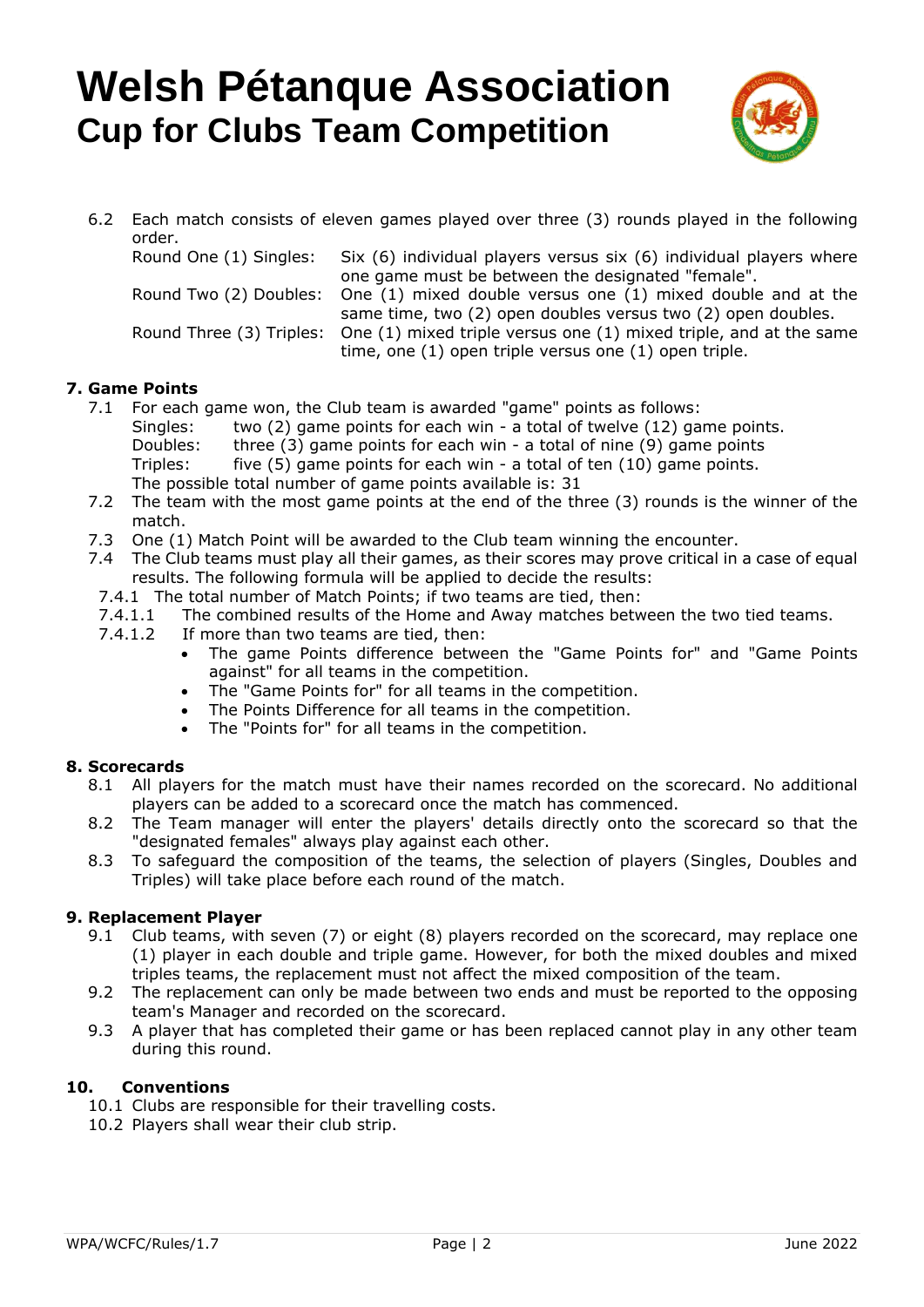6.2 Each match consists of eleven games played over three (3) rounds played in the following order.

Round One (1) Singles: Six (6) individual players versus six (6) individual players where one game must be between the designated "female".

Round Two (2) Doubles: One (1) mixed double versus one (1) mixed double and at the same time, two (2) open doubles versus two (2) open doubles.

Round Three (3) Triples: One (1) mixed triple versus one (1) mixed triple, and at the same time, one (1) open triple versus one (1) open triple.

### 7. Game Points

7.1 For each game won, the Club team is awarded "game" points as follows:

Singles: two (2) game points for each win - a total of twelve (12) game points.
Doubles: three (3) game points for each win - a total of nine (9) game points
Triples: five (5) game points for each win - a total of ten (10) game points.
The possible total number of game points available is: 31

7.2 The team with the most game points at the end of the three (3) rounds is the winner of the match.

7.3 One (1) Match Point will be awarded to the Club team winning the encounter.

7.4 The Club teams must play all their games, as their scores may prove critical in a case of equal results. The following formula will be applied to decide the results:

7.4.1 The total number of Match Points; if two teams are tied, then:

7.4.1.1 The combined results of the Home and Away matches between the two tied teams.

7.4.1.2 If more than two teams are tied, then:

- The game Points difference between the "Game Points for" and "Game Points against" for all teams in the competition.
- The "Game Points for" for all teams in the competition.
- The Points Difference for all teams in the competition.
- The "Points for" for all teams in the competition.

### 8. Scorecards

8.1 All players for the match must have their names recorded on the scorecard. No additional players can be added to a scorecard once the match has commenced.

8.2 The Team manager will enter the players' details directly onto the scorecard so that the "designated females" always play against each other.

8.3 To safeguard the composition of the teams, the selection of players (Singles, Doubles and Triples) will take place before each round of the match.

### 9. Replacement Player

9.1 Club teams, with seven (7) or eight (8) players recorded on the scorecard, may replace one (1) player in each double and triple game. However, for both the mixed doubles and mixed triples teams, the replacement must not affect the mixed composition of the team.

9.2 The replacement can only be made between two ends and must be reported to the opposing team's Manager and recorded on the scorecard.

9.3 A player that has completed their game or has been replaced cannot play in any other team during this round.

### 10. Conventions

10.1 Clubs are responsible for their travelling costs.

10.2 Players shall wear their club strip.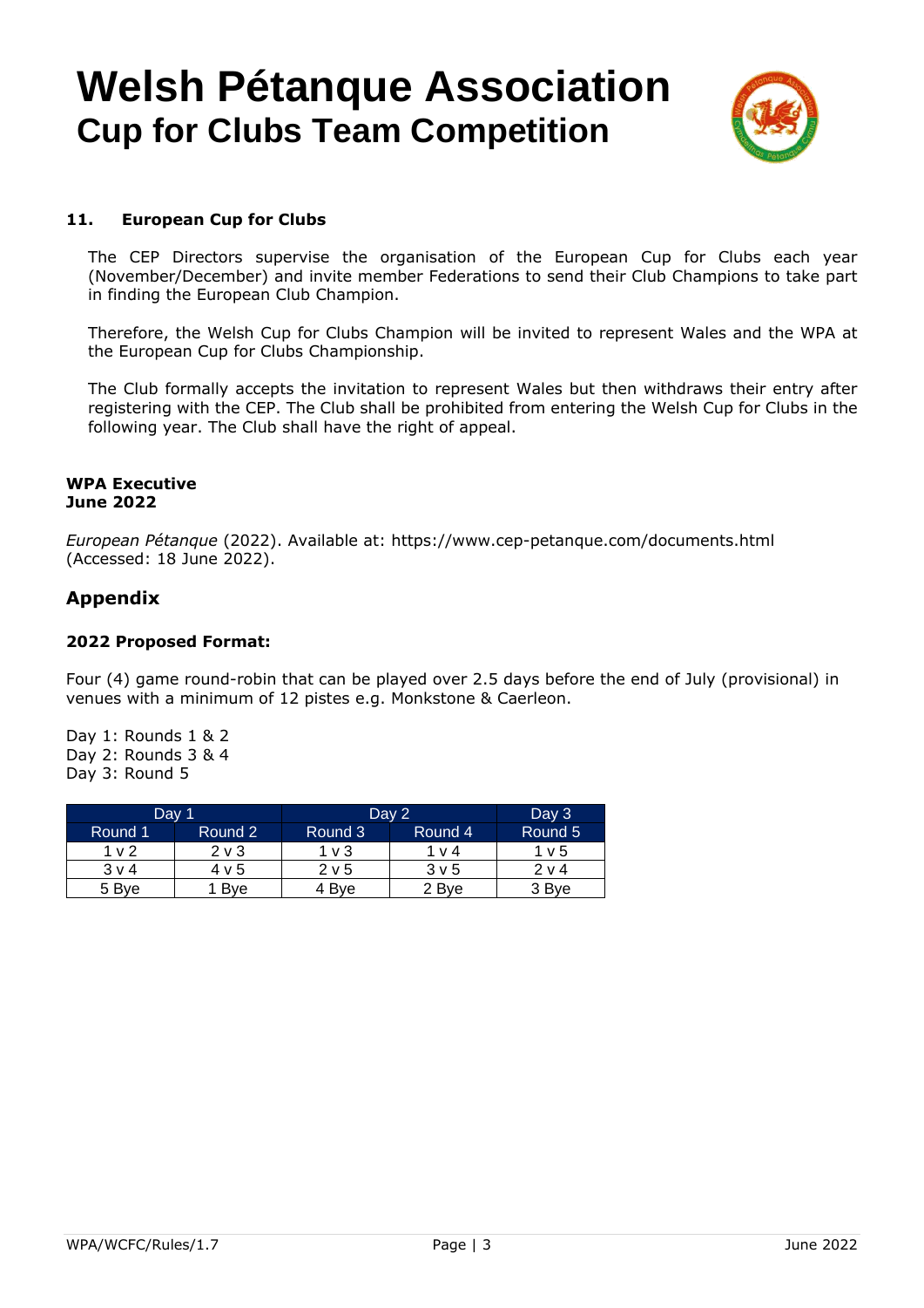# Welsh Pétanque Association

## Cup for Clubs Team Competition

### 11. European Cup for Clubs

The CEP Directors supervise the organisation of the European Cup for Clubs each year (November/December) and invite member Federations to send their Club Champions to take part in finding the European Club Champion.

Therefore, the Welsh Cup for Clubs Champion will be invited to represent Wales and the WPA at the European Cup for Clubs Championship.

The Club formally accepts the invitation to represent Wales but then withdraws their entry after registering with the CEP. The Club shall be prohibited from entering the Welsh Cup for Clubs in the following year. The Club shall have the right of appeal.

**WPA Executive**
**June 2022**

*European Pétanque* (2022). Available at: https://www.cep-petanque.com/documents.html (Accessed: 18 June 2022).

## Appendix

### 2022 Proposed Format:

Four (4) game round-robin that can be played over 2.5 days before the end of July (provisional) in venues with a minimum of 12 pistes e.g. Monkstone & Caerleon.

Day 1: Rounds 1 & 2
Day 2: Rounds 3 & 4
Day 3: Round 5

| Day 1 | | Day 2 | | Day 3 |
|---|---|---|---|---|
| Round 1 | Round 2 | Round 3 | Round 4 | Round 5 |
| 1 v 2 | 2 v 3 | 1 v 3 | 1 v 4 | 1 v 5 |
| 3 v 4 | 4 v 5 | 2 v 5 | 3 v 5 | 2 v 4 |
| 5 Bye | 1 Bye | 4 Bye | 2 Bye | 3 Bye |